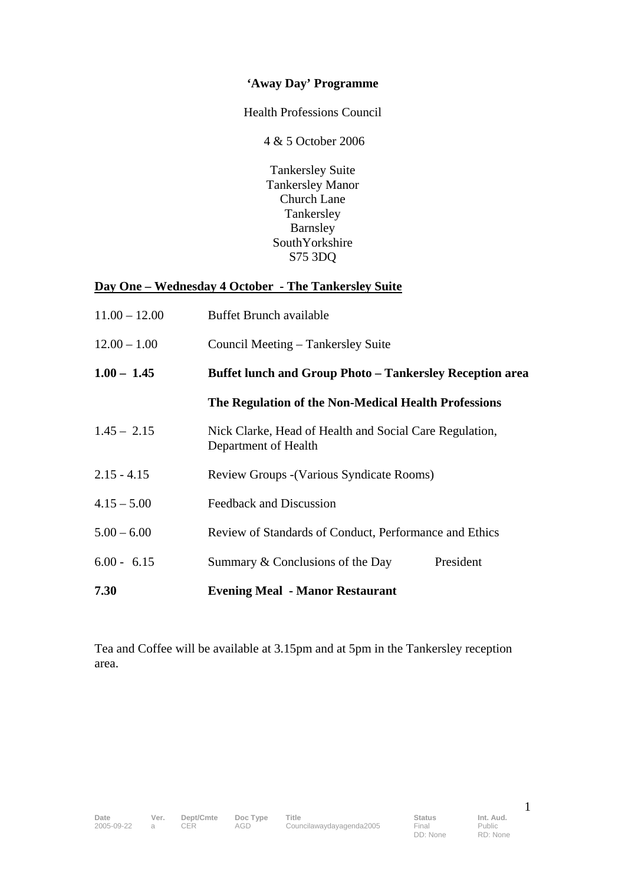**'Away Day' Programme**

Health Professions Council

4 & 5 October 2006

Tankersley Suite
Tankersley Manor
Church Lane
Tankersley
Barnsley
SouthYorkshire
S75 3DQ

**Day One – Wednesday 4 October - The Tankersley Suite**

| | |
|---|---|
| 11.00 – 12.00 | Buffet Brunch available |
| 12.00 – 1.00 | Council Meeting – Tankersley Suite |
| **1.00 – 1.45** | **Buffet lunch and Group Photo – Tankersley Reception area** |
| | **The Regulation of the Non-Medical Health Professions** |
| 1.45 – 2.15 | Nick Clarke, Head of Health and Social Care Regulation, Department of Health |
| 2.15 - 4.15 | Review Groups -(Various Syndicate Rooms) |
| 4.15 – 5.00 | Feedback and Discussion |
| 5.00 – 6.00 | Review of Standards of Conduct, Performance and Ethics |
| 6.00 - 6.15 | Summary & Conclusions of the Day — President |
| **7.30** | **Evening Meal - Manor Restaurant** |

Tea and Coffee will be available at 3.15pm and at 5pm in the Tankersley reception area.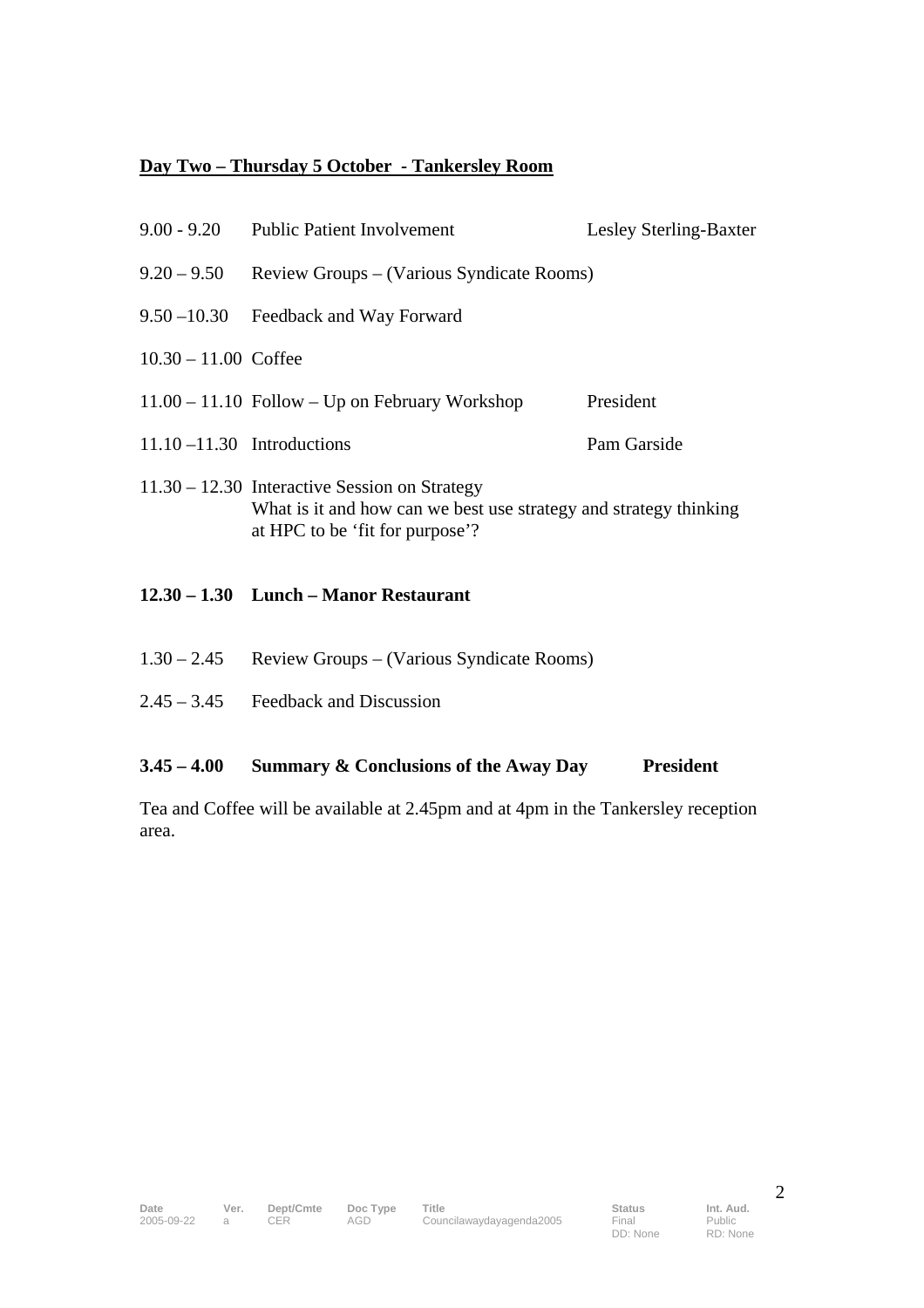**Day Two – Thursday 5 October - Tankersley Room**

| | | |
|---|---|---|
| 9.00 - 9.20 | Public Patient Involvement | Lesley Sterling-Baxter |
| 9.20 – 9.50 | Review Groups – (Various Syndicate Rooms) | |
| 9.50 –10.30 | Feedback and Way Forward | |
| 10.30 – 11.00 | Coffee | |
| 11.00 – 11.10 | Follow – Up on February Workshop | President |
| 11.10 –11.30 | Introductions | Pam Garside |
| 11.30 – 12.30 | Interactive Session on Strategy<br>What is it and how can we best use strategy and strategy thinking at HPC to be 'fit for purpose'? | |
| **12.30 – 1.30** | **Lunch – Manor Restaurant** | |
| 1.30 – 2.45 | Review Groups – (Various Syndicate Rooms) | |
| 2.45 – 3.45 | Feedback and Discussion | |
| **3.45 – 4.00** | **Summary & Conclusions of the Away Day** | **President** |

Tea and Coffee will be available at 2.45pm and at 4pm in the Tankersley reception area.

| Date | Ver. | Dept/Cmte | Doc Type | Title | Status | Int. Aud. |
|---|---|---|---|---|---|---|
| 2005-09-22 | a | CER | AGD | Councilawaydayagenda2005 | Final<br>DD: None | Public<br>RD: None |